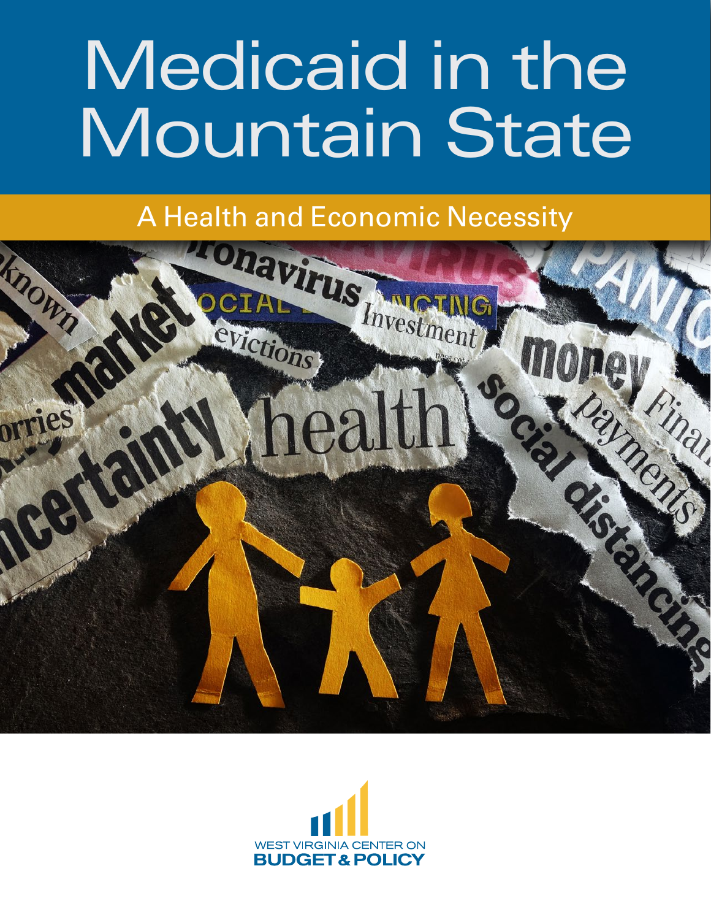# Medicaid in the Mountain State

## A Health and Economic Necessity

WEST VIRGINIA CENTER ON
**BUDGET & POLICY**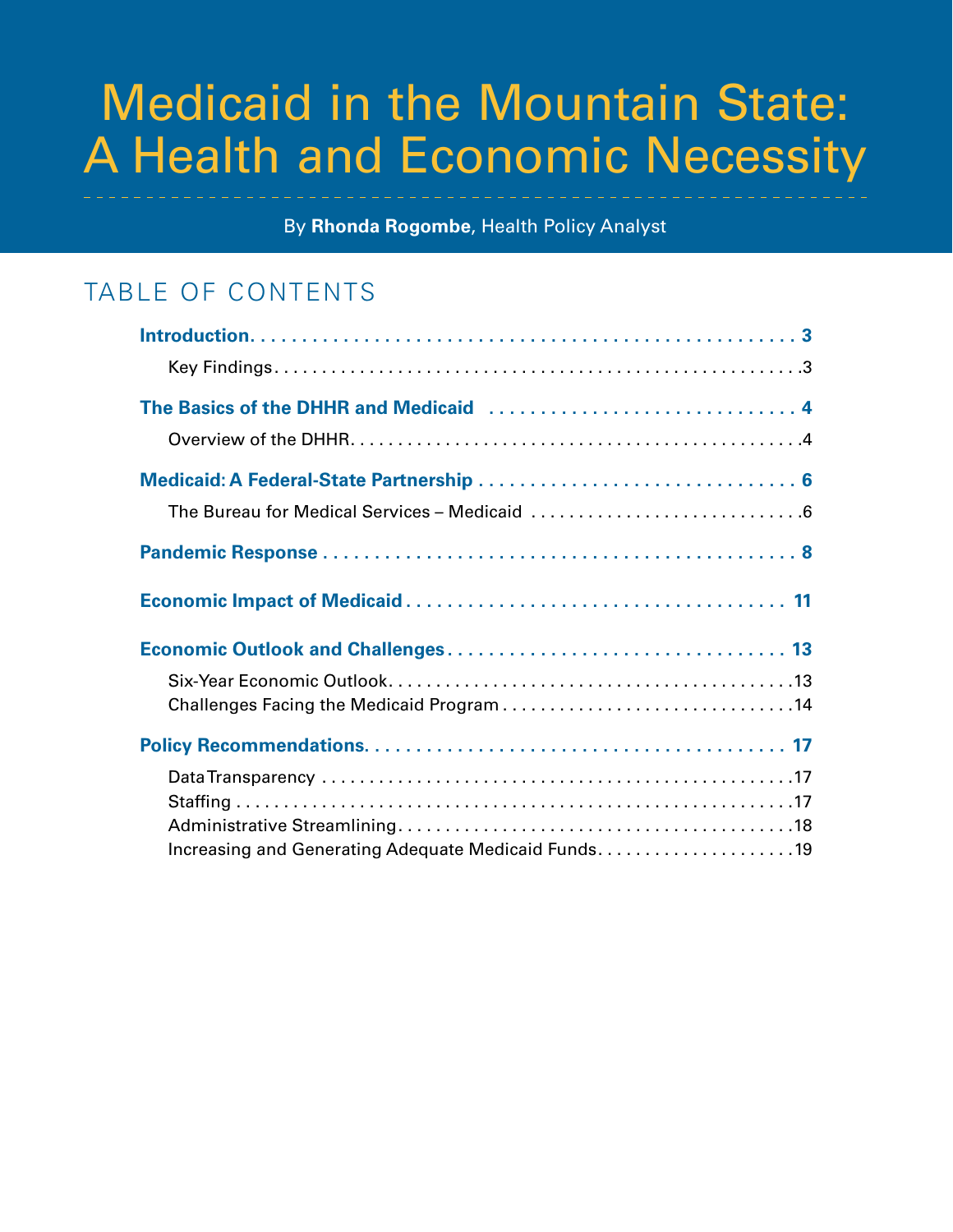# Medicaid in the Mountain State: A Health and Economic Necessity

By **Rhonda Rogombe**, Health Policy Analyst

## TABLE OF CONTENTS

**Introduction** . . . . . . . . . . . . . . . . . . . . . . . . . . . . . . . . . . . . . . . . . . . . . . . . . . . . . . . . 3

- Key Findings . . . . . . . . . . . . . . . . . . . . . . . . . . . . . . . . . . . . . . . . . . . . . . . . . . . . . . . 3

**The Basics of the DHHR and Medicaid** . . . . . . . . . . . . . . . . . . . . . . . . . . . . . . . 4

- Overview of the DHHR . . . . . . . . . . . . . . . . . . . . . . . . . . . . . . . . . . . . . . . . . . . . . . . 4

**Medicaid: A Federal-State Partnership** . . . . . . . . . . . . . . . . . . . . . . . . . . . . . . . 6

- The Bureau for Medical Services – Medicaid . . . . . . . . . . . . . . . . . . . . . . . . . . . . . 6

**Pandemic Response** . . . . . . . . . . . . . . . . . . . . . . . . . . . . . . . . . . . . . . . . . . . . . . . 8

**Economic Impact of Medicaid** . . . . . . . . . . . . . . . . . . . . . . . . . . . . . . . . . . . . . . 11

**Economic Outlook and Challenges** . . . . . . . . . . . . . . . . . . . . . . . . . . . . . . . . . . 13

- Six-Year Economic Outlook . . . . . . . . . . . . . . . . . . . . . . . . . . . . . . . . . . . . . . . . . . . 13
- Challenges Facing the Medicaid Program . . . . . . . . . . . . . . . . . . . . . . . . . . . . . . . 14

**Policy Recommendations** . . . . . . . . . . . . . . . . . . . . . . . . . . . . . . . . . . . . . . . . . . 17

- Data Transparency . . . . . . . . . . . . . . . . . . . . . . . . . . . . . . . . . . . . . . . . . . . . . . . . . . 17
- Staffing . . . . . . . . . . . . . . . . . . . . . . . . . . . . . . . . . . . . . . . . . . . . . . . . . . . . . . . . . . . 17
- Administrative Streamlining . . . . . . . . . . . . . . . . . . . . . . . . . . . . . . . . . . . . . . . . . . . 18
- Increasing and Generating Adequate Medicaid Funds . . . . . . . . . . . . . . . . . . . . . 19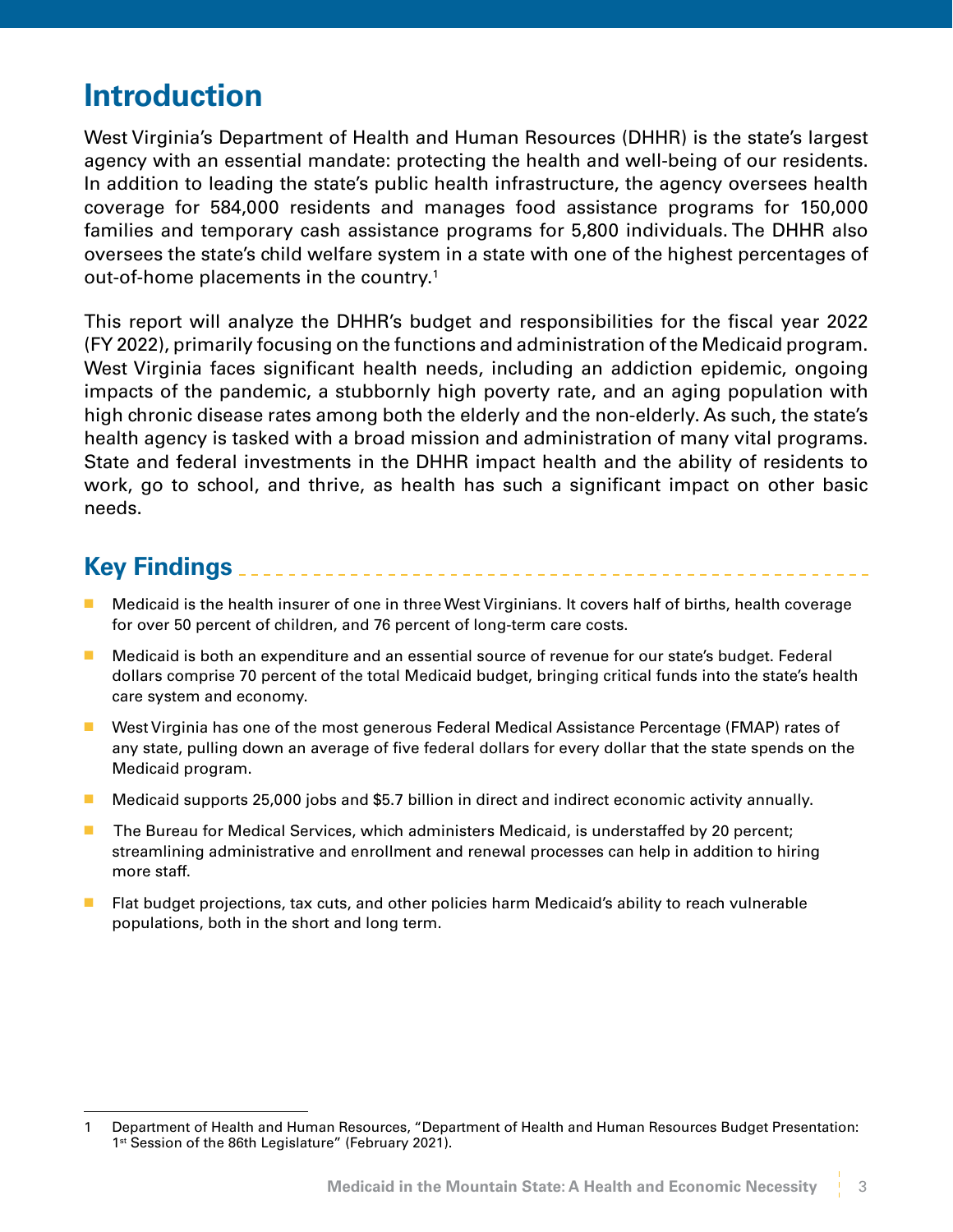# Introduction

West Virginia's Department of Health and Human Resources (DHHR) is the state's largest agency with an essential mandate: protecting the health and well-being of our residents. In addition to leading the state's public health infrastructure, the agency oversees health coverage for 584,000 residents and manages food assistance programs for 150,000 families and temporary cash assistance programs for 5,800 individuals. The DHHR also oversees the state's child welfare system in a state with one of the highest percentages of out-of-home placements in the country.[1]

This report will analyze the DHHR's budget and responsibilities for the fiscal year 2022 (FY 2022), primarily focusing on the functions and administration of the Medicaid program. West Virginia faces significant health needs, including an addiction epidemic, ongoing impacts of the pandemic, a stubbornly high poverty rate, and an aging population with high chronic disease rates among both the elderly and the non-elderly. As such, the state's health agency is tasked with a broad mission and administration of many vital programs. State and federal investments in the DHHR impact health and the ability of residents to work, go to school, and thrive, as health has such a significant impact on other basic needs.

## Key Findings

- Medicaid is the health insurer of one in three West Virginians. It covers half of births, health coverage for over 50 percent of children, and 76 percent of long-term care costs.
- Medicaid is both an expenditure and an essential source of revenue for our state's budget. Federal dollars comprise 70 percent of the total Medicaid budget, bringing critical funds into the state's health care system and economy.
- West Virginia has one of the most generous Federal Medical Assistance Percentage (FMAP) rates of any state, pulling down an average of five federal dollars for every dollar that the state spends on the Medicaid program.
- Medicaid supports 25,000 jobs and $5.7 billion in direct and indirect economic activity annually.
- The Bureau for Medical Services, which administers Medicaid, is understaffed by 20 percent; streamlining administrative and enrollment and renewal processes can help in addition to hiring more staff.
- Flat budget projections, tax cuts, and other policies harm Medicaid's ability to reach vulnerable populations, both in the short and long term.

---

1 Department of Health and Human Resources, "Department of Health and Human Resources Budget Presentation: 1st Session of the 86th Legislature" (February 2021).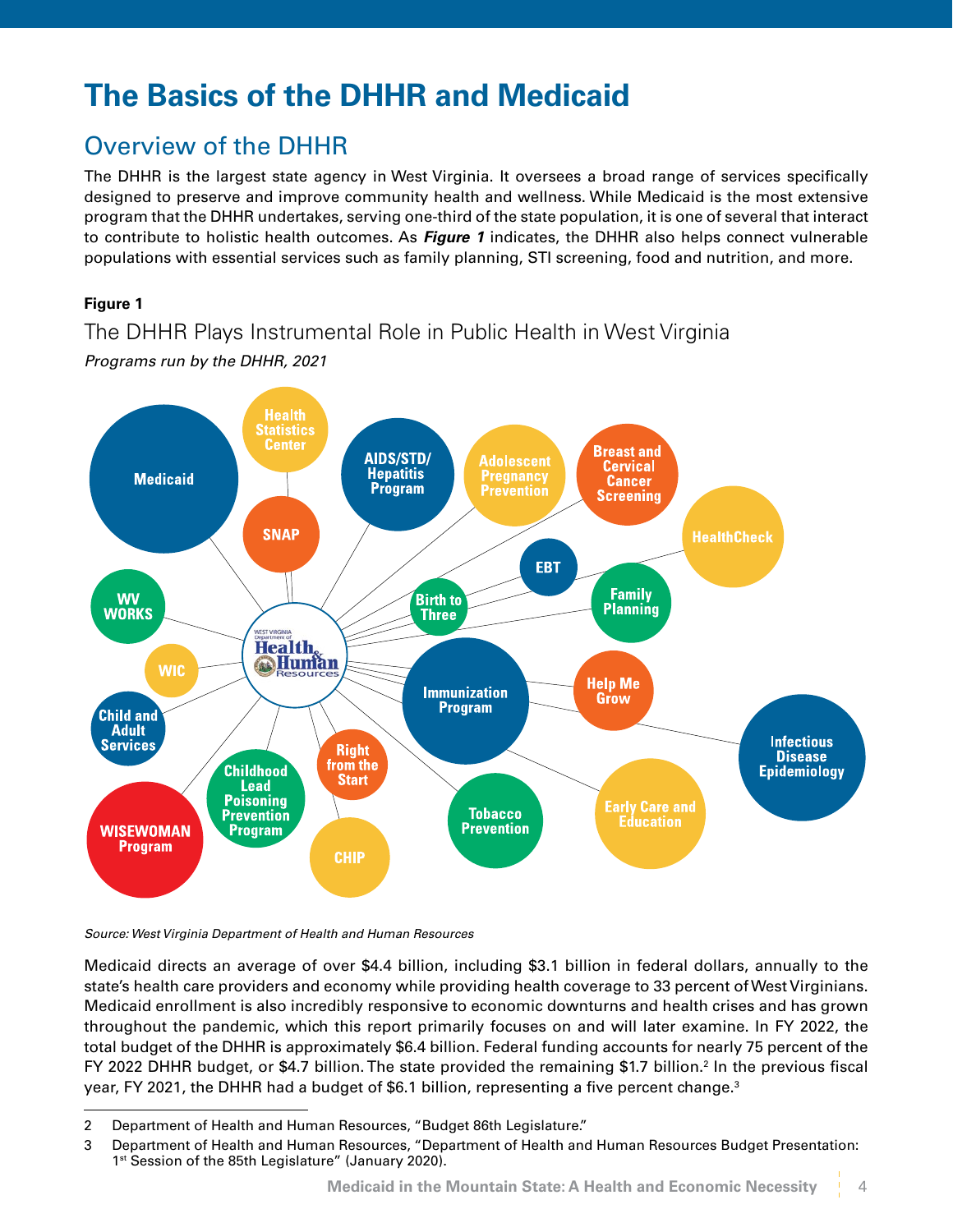# The Basics of the DHHR and Medicaid

## Overview of the DHHR

The DHHR is the largest state agency in West Virginia. It oversees a broad range of services specifically designed to preserve and improve community health and wellness. While Medicaid is the most extensive program that the DHHR undertakes, serving one-third of the state population, it is one of several that interact to contribute to holistic health outcomes. As ***Figure 1*** indicates, the DHHR also helps connect vulnerable populations with essential services such as family planning, STI screening, food and nutrition, and more.

**Figure 1**

The DHHR Plays Instrumental Role in Public Health in West Virginia

*Programs run by the DHHR, 2021*

West Virginia Department of Health & Human Resources

Medicaid, Health Statistics Center, SNAP, AIDS/STD/Hepatitis Program, Adolescent Pregnancy Prevention, Breast and Cervical Cancer Screening, HealthCheck, EBT, Birth to Three, Family Planning, WV WORKS, WIC, Child and Adult Services, Immunization Program, Help Me Grow, Infectious Disease Epidemiology, Right from the Start, Childhood Lead Poisoning Prevention Program, WISEWOMAN Program, CHIP, Tobacco Prevention, Early Care and Education

*Source: West Virginia Department of Health and Human Resources*

Medicaid directs an average of over $4.4 billion, including $3.1 billion in federal dollars, annually to the state's health care providers and economy while providing health coverage to 33 percent of West Virginians. Medicaid enrollment is also incredibly responsive to economic downturns and health crises and has grown throughout the pandemic, which this report primarily focuses on and will later examine. In FY 2022, the total budget of the DHHR is approximately $6.4 billion. Federal funding accounts for nearly 75 percent of the FY 2022 DHHR budget, or $4.7 billion. The state provided the remaining $1.7 billion.[2] In the previous fiscal year, FY 2021, the DHHR had a budget of $6.1 billion, representing a five percent change.[3]

---

2 Department of Health and Human Resources, "Budget 86th Legislature."

3 Department of Health and Human Resources, "Department of Health and Human Resources Budget Presentation: 1st Session of the 85th Legislature" (January 2020).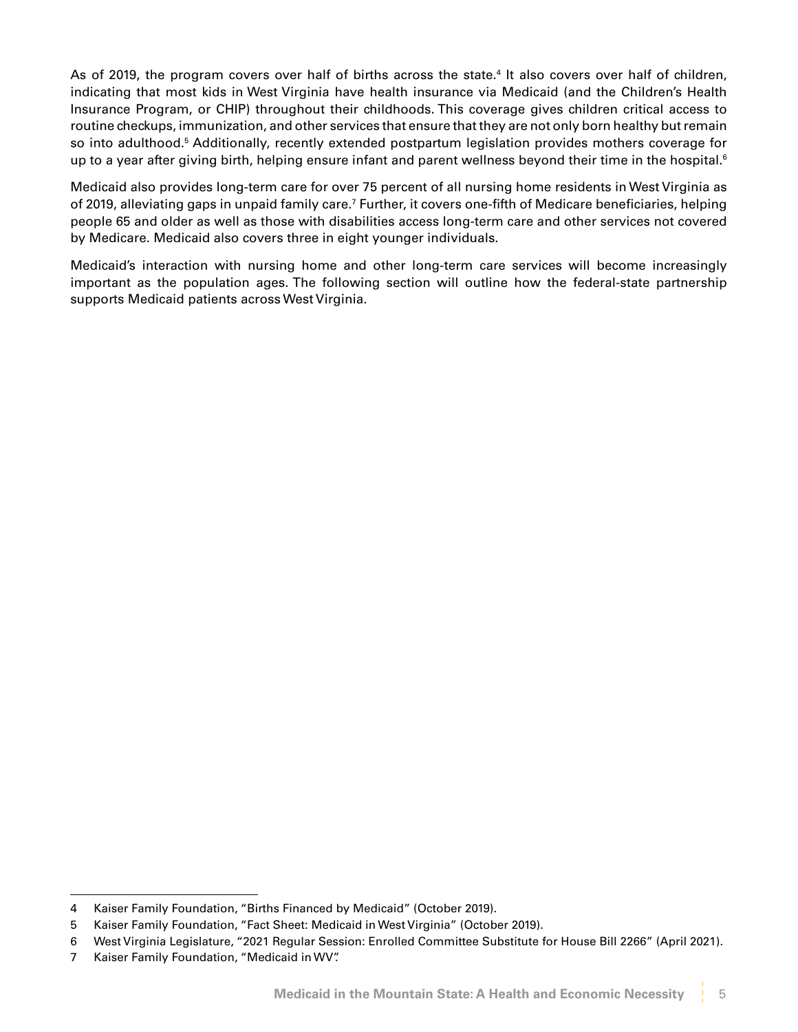As of 2019, the program covers over half of births across the state.[4] It also covers over half of children, indicating that most kids in West Virginia have health insurance via Medicaid (and the Children's Health Insurance Program, or CHIP) throughout their childhoods. This coverage gives children critical access to routine checkups, immunization, and other services that ensure that they are not only born healthy but remain so into adulthood.[5] Additionally, recently extended postpartum legislation provides mothers coverage for up to a year after giving birth, helping ensure infant and parent wellness beyond their time in the hospital.[6]

Medicaid also provides long-term care for over 75 percent of all nursing home residents in West Virginia as of 2019, alleviating gaps in unpaid family care.[7] Further, it covers one-fifth of Medicare beneficiaries, helping people 65 and older as well as those with disabilities access long-term care and other services not covered by Medicare. Medicaid also covers three in eight younger individuals.

Medicaid's interaction with nursing home and other long-term care services will become increasingly important as the population ages. The following section will outline how the federal-state partnership supports Medicaid patients across West Virginia.

---

4 Kaiser Family Foundation, "Births Financed by Medicaid" (October 2019).

5 Kaiser Family Foundation, "Fact Sheet: Medicaid in West Virginia" (October 2019).

6 West Virginia Legislature, "2021 Regular Session: Enrolled Committee Substitute for House Bill 2266" (April 2021).

7 Kaiser Family Foundation, "Medicaid in WV".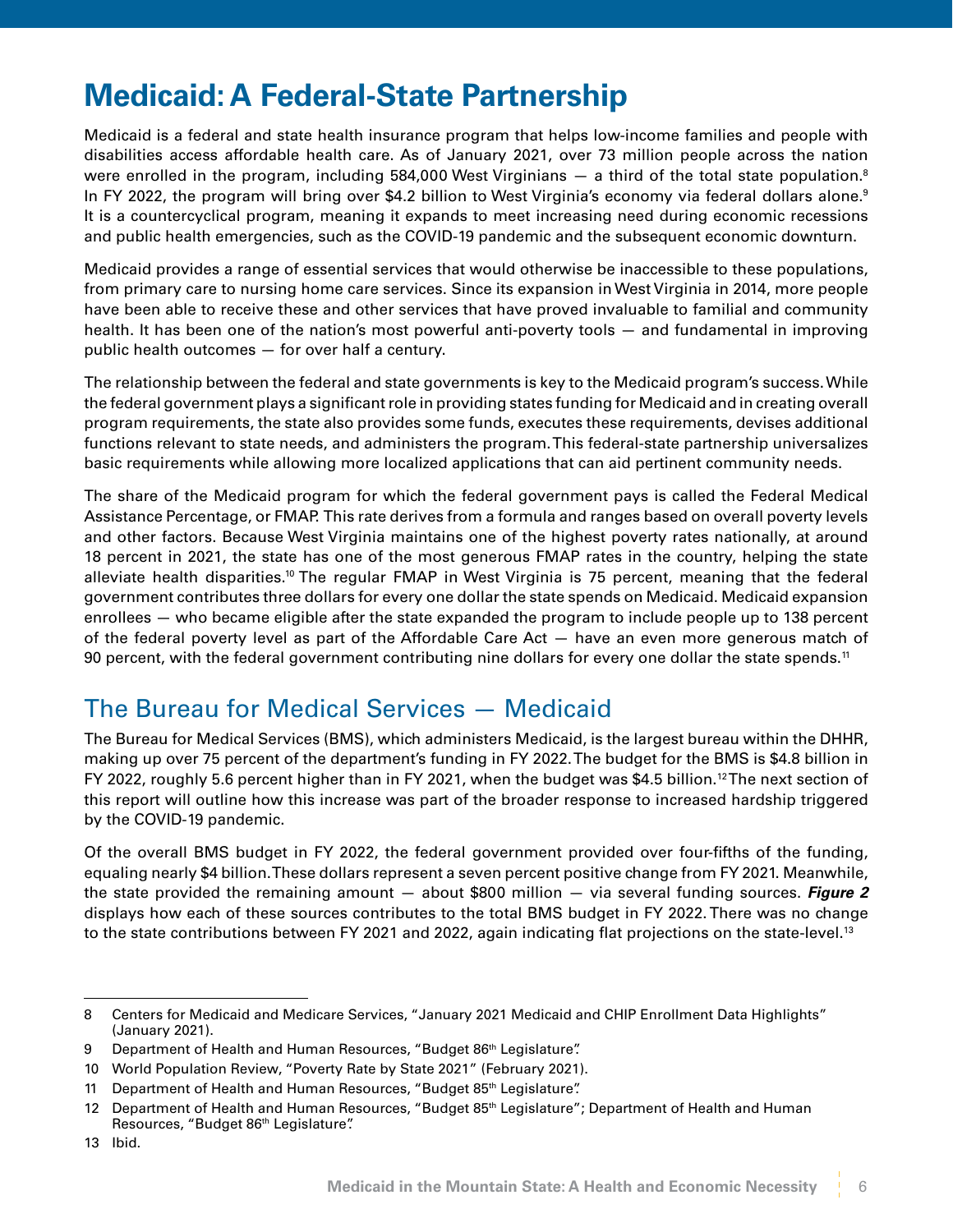# Medicaid: A Federal-State Partnership

Medicaid is a federal and state health insurance program that helps low-income families and people with disabilities access affordable health care. As of January 2021, over 73 million people across the nation were enrolled in the program, including 584,000 West Virginians — a third of the total state population.[8] In FY 2022, the program will bring over $4.2 billion to West Virginia's economy via federal dollars alone.[9] It is a countercyclical program, meaning it expands to meet increasing need during economic recessions and public health emergencies, such as the COVID-19 pandemic and the subsequent economic downturn.

Medicaid provides a range of essential services that would otherwise be inaccessible to these populations, from primary care to nursing home care services. Since its expansion in West Virginia in 2014, more people have been able to receive these and other services that have proved invaluable to familial and community health. It has been one of the nation's most powerful anti-poverty tools — and fundamental in improving public health outcomes — for over half a century.

The relationship between the federal and state governments is key to the Medicaid program's success. While the federal government plays a significant role in providing states funding for Medicaid and in creating overall program requirements, the state also provides some funds, executes these requirements, devises additional functions relevant to state needs, and administers the program. This federal-state partnership universalizes basic requirements while allowing more localized applications that can aid pertinent community needs.

The share of the Medicaid program for which the federal government pays is called the Federal Medical Assistance Percentage, or FMAP. This rate derives from a formula and ranges based on overall poverty levels and other factors. Because West Virginia maintains one of the highest poverty rates nationally, at around 18 percent in 2021, the state has one of the most generous FMAP rates in the country, helping the state alleviate health disparities.[10] The regular FMAP in West Virginia is 75 percent, meaning that the federal government contributes three dollars for every one dollar the state spends on Medicaid. Medicaid expansion enrollees — who became eligible after the state expanded the program to include people up to 138 percent of the federal poverty level as part of the Affordable Care Act — have an even more generous match of 90 percent, with the federal government contributing nine dollars for every one dollar the state spends.[11]

## The Bureau for Medical Services — Medicaid

The Bureau for Medical Services (BMS), which administers Medicaid, is the largest bureau within the DHHR, making up over 75 percent of the department's funding in FY 2022. The budget for the BMS is $4.8 billion in FY 2022, roughly 5.6 percent higher than in FY 2021, when the budget was $4.5 billion.[12] The next section of this report will outline how this increase was part of the broader response to increased hardship triggered by the COVID-19 pandemic.

Of the overall BMS budget in FY 2022, the federal government provided over four-fifths of the funding, equaling nearly $4 billion. These dollars represent a seven percent positive change from FY 2021. Meanwhile, the state provided the remaining amount — about $800 million — via several funding sources. ***Figure 2*** displays how each of these sources contributes to the total BMS budget in FY 2022. There was no change to the state contributions between FY 2021 and 2022, again indicating flat projections on the state-level.[13]

---

8 Centers for Medicaid and Medicare Services, "January 2021 Medicaid and CHIP Enrollment Data Highlights" (January 2021).

9 Department of Health and Human Resources, "Budget 86th Legislature".

10 World Population Review, "Poverty Rate by State 2021" (February 2021).

11 Department of Health and Human Resources, "Budget 85th Legislature".

12 Department of Health and Human Resources, "Budget 85th Legislature"; Department of Health and Human Resources, "Budget 86th Legislature".

13 Ibid.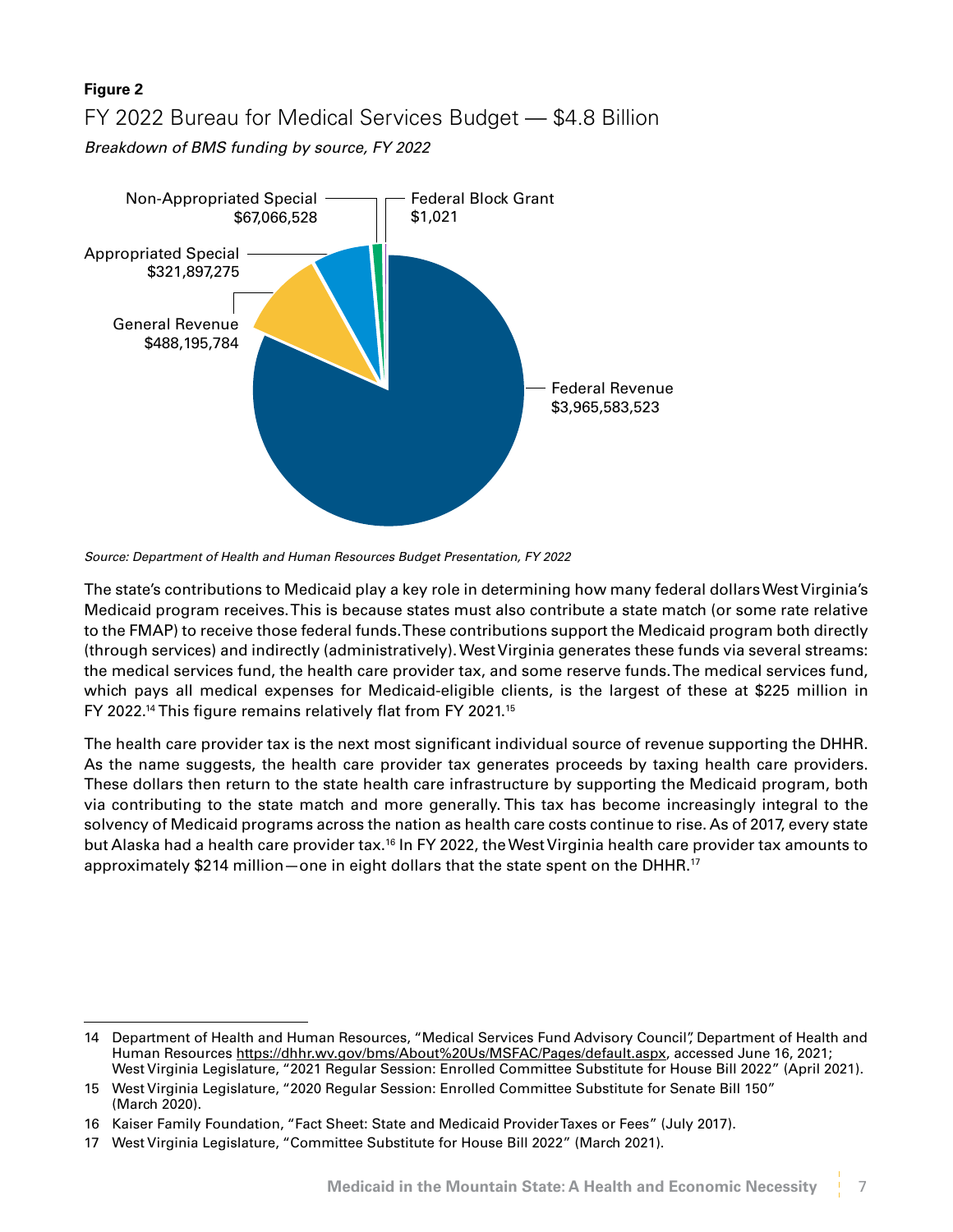**Figure 2**

FY 2022 Bureau for Medical Services Budget — $4.8 Billion

*Breakdown of BMS funding by source, FY 2022*

| Source | Amount |
| --- | --- |
| Federal Revenue | $3,965,583,523 |
| General Revenue | $488,195,784 |
| Appropriated Special | $321,897,275 |
| Non-Appropriated Special | $67,066,528 |
| Federal Block Grant | $1,021 |

*Source: Department of Health and Human Resources Budget Presentation, FY 2022*

The state's contributions to Medicaid play a key role in determining how many federal dollars West Virginia's Medicaid program receives. This is because states must also contribute a state match (or some rate relative to the FMAP) to receive those federal funds. These contributions support the Medicaid program both directly (through services) and indirectly (administratively). West Virginia generates these funds via several streams: the medical services fund, the health care provider tax, and some reserve funds. The medical services fund, which pays all medical expenses for Medicaid-eligible clients, is the largest of these at $225 million in FY 2022.[14] This figure remains relatively flat from FY 2021.[15]

The health care provider tax is the next most significant individual source of revenue supporting the DHHR. As the name suggests, the health care provider tax generates proceeds by taxing health care providers. These dollars then return to the state health care infrastructure by supporting the Medicaid program, both via contributing to the state match and more generally. This tax has become increasingly integral to the solvency of Medicaid programs across the nation as health care costs continue to rise. As of 2017, every state but Alaska had a health care provider tax.[16] In FY 2022, the West Virginia health care provider tax amounts to approximately $214 million—one in eight dollars that the state spent on the DHHR.[17]

---

14 Department of Health and Human Resources, "Medical Services Fund Advisory Council", Department of Health and Human Resources https://dhhr.wv.gov/bms/About%20Us/MSFAC/Pages/default.aspx, accessed June 16, 2021; West Virginia Legislature, "2021 Regular Session: Enrolled Committee Substitute for House Bill 2022" (April 2021).

15 West Virginia Legislature, "2020 Regular Session: Enrolled Committee Substitute for Senate Bill 150" (March 2020).

16 Kaiser Family Foundation, "Fact Sheet: State and Medicaid Provider Taxes or Fees" (July 2017).

17 West Virginia Legislature, "Committee Substitute for House Bill 2022" (March 2021).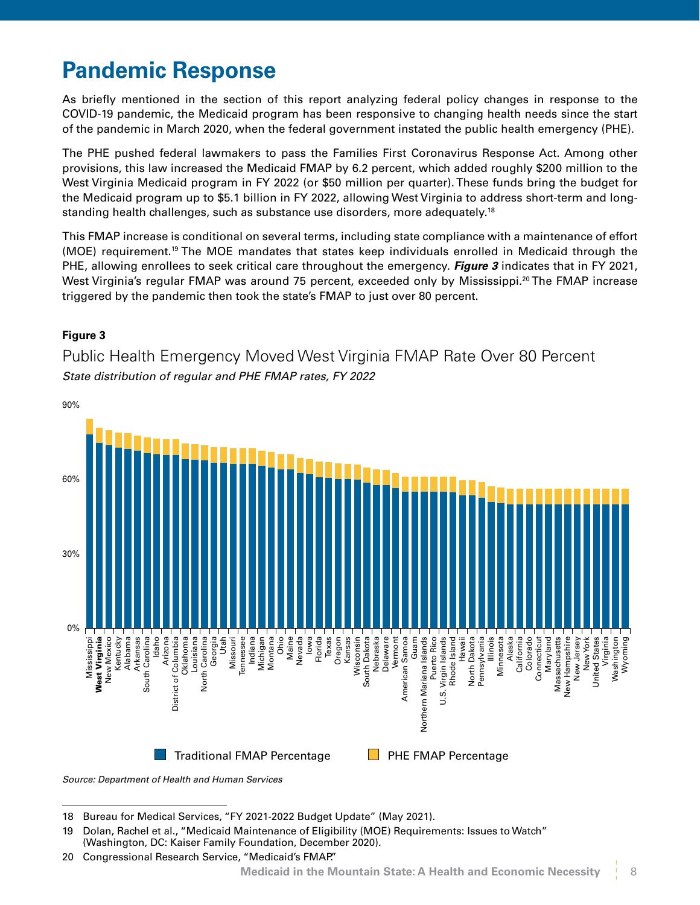# Pandemic Response

As briefly mentioned in the section of this report analyzing federal policy changes in response to the COVID-19 pandemic, the Medicaid program has been responsive to changing health needs since the start of the pandemic in March 2020, when the federal government instated the public health emergency (PHE).

The PHE pushed federal lawmakers to pass the Families First Coronavirus Response Act. Among other provisions, this law increased the Medicaid FMAP by 6.2 percent, which added roughly $200 million to the West Virginia Medicaid program in FY 2022 (or $50 million per quarter). These funds bring the budget for the Medicaid program up to $5.1 billion in FY 2022, allowing West Virginia to address short-term and long-standing health challenges, such as substance use disorders, more adequately.[18]

This FMAP increase is conditional on several terms, including state compliance with a maintenance of effort (MOE) requirement.[19] The MOE mandates that states keep individuals enrolled in Medicaid through the PHE, allowing enrollees to seek critical care throughout the emergency. ***Figure 3*** indicates that in FY 2021, West Virginia's regular FMAP was around 75 percent, exceeded only by Mississippi.[20] The FMAP increase triggered by the pandemic then took the state's FMAP to just over 80 percent.

**Figure 3**

Public Health Emergency Moved West Virginia FMAP Rate Over 80 Percent

*State distribution of regular and PHE FMAP rates, FY 2022*

90%

60%

30%

0%

Mississippi, **West Virginia**, New Mexico, Kentucky, Alabama, Arkansas, South Carolina, Idaho, Arizona, District of Columbia, Oklahoma, Louisiana, North Carolina, Georgia, Utah, Missouri, Tennessee, Indiana, Michigan, Montana, Ohio, Maine, Nevada, Iowa, Florida, Texas, Oregon, Kansas, Wisconsin, South Dakota, Nebraska, Delaware, Vermont, American Samoa, Guam, Northern Mariana Islands, Puerto Rico, U.S. Virgin Islands, Rhode Island, Hawaii, North Dakota, Pennsylvania, Illinois, Minnesota, Alaska, California, Colorado, Connecticut, Maryland, Massachusetts, New Hampshire, New Jersey, New York, United States, Virginia, Washington, Wyoming

Traditional FMAP Percentage | PHE FMAP Percentage

*Source: Department of Health and Human Services*

---

18 Bureau for Medical Services, "FY 2021-2022 Budget Update" (May 2021).

19 Dolan, Rachel et al., "Medicaid Maintenance of Eligibility (MOE) Requirements: Issues to Watch" (Washington, DC: Kaiser Family Foundation, December 2020).

20 Congressional Research Service, "Medicaid's FMAP."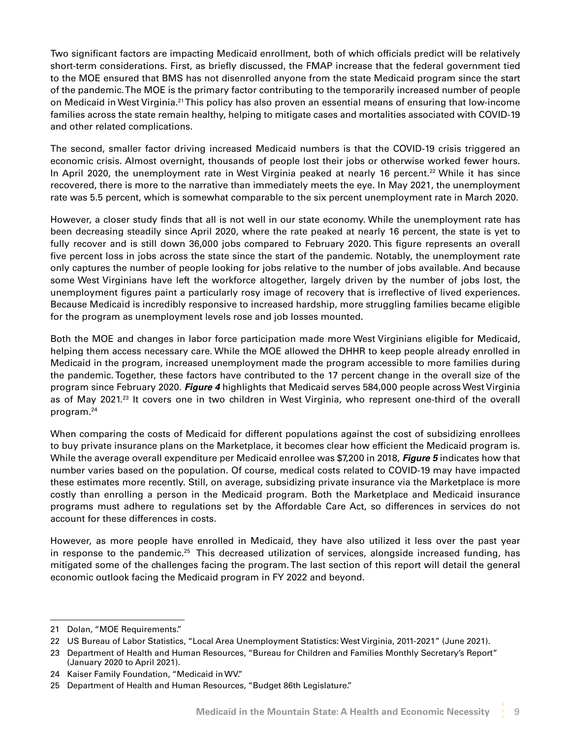Two significant factors are impacting Medicaid enrollment, both of which officials predict will be relatively short-term considerations. First, as briefly discussed, the FMAP increase that the federal government tied to the MOE ensured that BMS has not disenrolled anyone from the state Medicaid program since the start of the pandemic. The MOE is the primary factor contributing to the temporarily increased number of people on Medicaid in West Virginia.[21] This policy has also proven an essential means of ensuring that low-income families across the state remain healthy, helping to mitigate cases and mortalities associated with COVID-19 and other related complications.

The second, smaller factor driving increased Medicaid numbers is that the COVID-19 crisis triggered an economic crisis. Almost overnight, thousands of people lost their jobs or otherwise worked fewer hours. In April 2020, the unemployment rate in West Virginia peaked at nearly 16 percent.[22] While it has since recovered, there is more to the narrative than immediately meets the eye. In May 2021, the unemployment rate was 5.5 percent, which is somewhat comparable to the six percent unemployment rate in March 2020.

However, a closer study finds that all is not well in our state economy. While the unemployment rate has been decreasing steadily since April 2020, where the rate peaked at nearly 16 percent, the state is yet to fully recover and is still down 36,000 jobs compared to February 2020. This figure represents an overall five percent loss in jobs across the state since the start of the pandemic. Notably, the unemployment rate only captures the number of people looking for jobs relative to the number of jobs available. And because some West Virginians have left the workforce altogether, largely driven by the number of jobs lost, the unemployment figures paint a particularly rosy image of recovery that is irreflective of lived experiences. Because Medicaid is incredibly responsive to increased hardship, more struggling families became eligible for the program as unemployment levels rose and job losses mounted.

Both the MOE and changes in labor force participation made more West Virginians eligible for Medicaid, helping them access necessary care. While the MOE allowed the DHHR to keep people already enrolled in Medicaid in the program, increased unemployment made the program accessible to more families during the pandemic. Together, these factors have contributed to the 17 percent change in the overall size of the program since February 2020. ***Figure 4*** highlights that Medicaid serves 584,000 people across West Virginia as of May 2021.[23] It covers one in two children in West Virginia, who represent one-third of the overall program.[24]

When comparing the costs of Medicaid for different populations against the cost of subsidizing enrollees to buy private insurance plans on the Marketplace, it becomes clear how efficient the Medicaid program is. While the average overall expenditure per Medicaid enrollee was $7,200 in 2018, ***Figure 5*** indicates how that number varies based on the population. Of course, medical costs related to COVID-19 may have impacted these estimates more recently. Still, on average, subsidizing private insurance via the Marketplace is more costly than enrolling a person in the Medicaid program. Both the Marketplace and Medicaid insurance programs must adhere to regulations set by the Affordable Care Act, so differences in services do not account for these differences in costs.

However, as more people have enrolled in Medicaid, they have also utilized it less over the past year in response to the pandemic.[25] This decreased utilization of services, alongside increased funding, has mitigated some of the challenges facing the program. The last section of this report will detail the general economic outlook facing the Medicaid program in FY 2022 and beyond.

---

21 Dolan, "MOE Requirements."

22 US Bureau of Labor Statistics, "Local Area Unemployment Statistics: West Virginia, 2011-2021" (June 2021).

23 Department of Health and Human Resources, "Bureau for Children and Families Monthly Secretary's Report" (January 2020 to April 2021).

24 Kaiser Family Foundation, "Medicaid in WV."

25 Department of Health and Human Resources, "Budget 86th Legislature."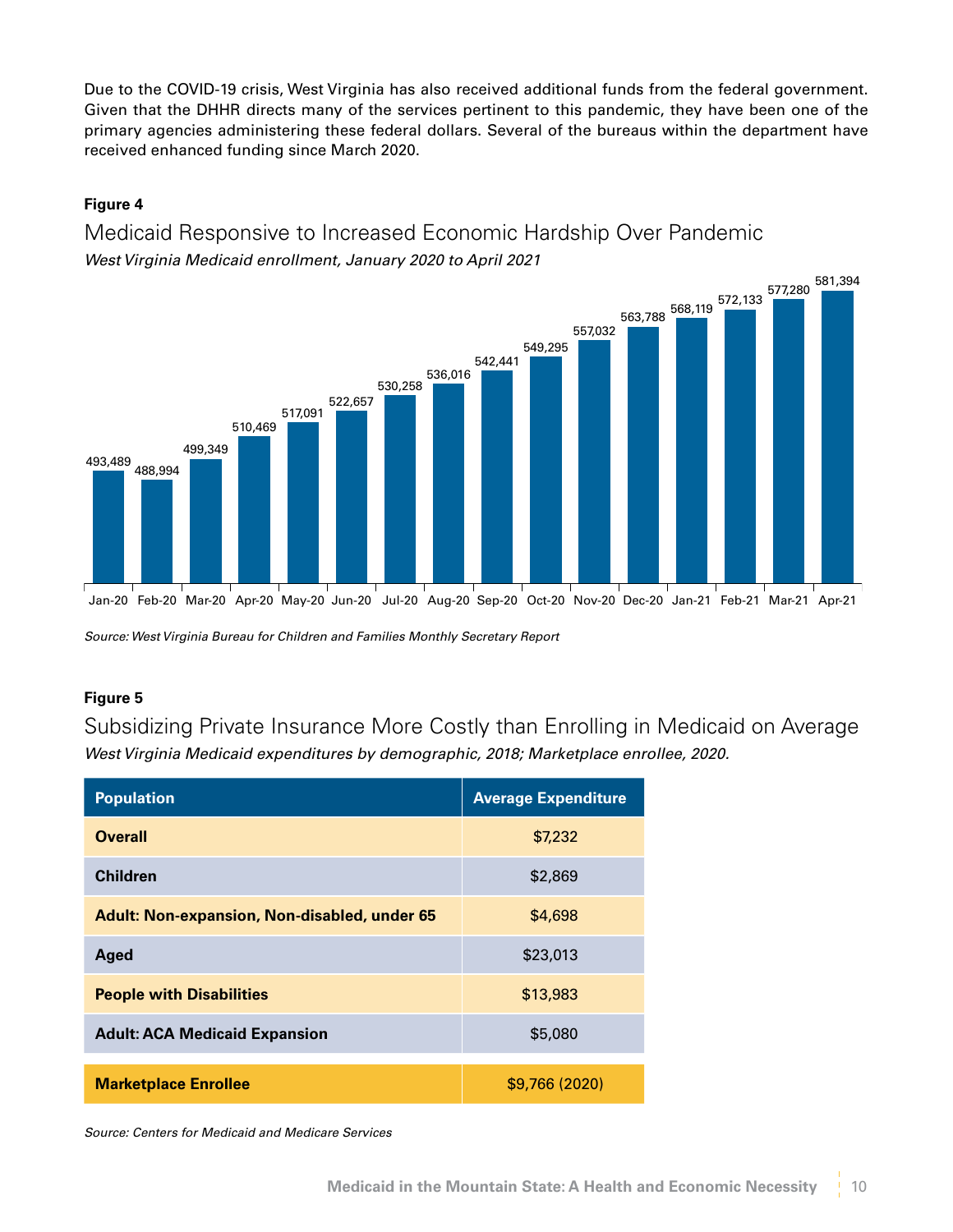Due to the COVID-19 crisis, West Virginia has also received additional funds from the federal government. Given that the DHHR directs many of the services pertinent to this pandemic, they have been one of the primary agencies administering these federal dollars. Several of the bureaus within the department have received enhanced funding since March 2020.

**Figure 4**

## Medicaid Responsive to Increased Economic Hardship Over Pandemic

*West Virginia Medicaid enrollment, January 2020 to April 2021*

| Month | Enrollment |
|---|---|
| Jan-20 | 493,489 |
| Feb-20 | 488,994 |
| Mar-20 | 499,349 |
| Apr-20 | 510,469 |
| May-20 | 517,091 |
| Jun-20 | 522,657 |
| Jul-20 | 530,258 |
| Aug-20 | 536,016 |
| Sep-20 | 542,441 |
| Oct-20 | 549,295 |
| Nov-20 | 557,032 |
| Dec-20 | 563,788 |
| Jan-21 | 568,119 |
| Feb-21 | 572,133 |
| Mar-21 | 577,280 |
| Apr-21 | 581,394 |

*Source: West Virginia Bureau for Children and Families Monthly Secretary Report*

**Figure 5**

## Subsidizing Private Insurance More Costly than Enrolling in Medicaid on Average

*West Virginia Medicaid expenditures by demographic, 2018; Marketplace enrollee, 2020.*

| Population | Average Expenditure |
|---|---|
| **Overall** | $7,232 |
| **Children** | $2,869 |
| **Adult: Non-expansion, Non-disabled, under 65** | $4,698 |
| **Aged** | $23,013 |
| **People with Disabilities** | $13,983 |
| **Adult: ACA Medicaid Expansion** | $5,080 |
| **Marketplace Enrollee** | $9,766 (2020) |

*Source: Centers for Medicaid and Medicare Services*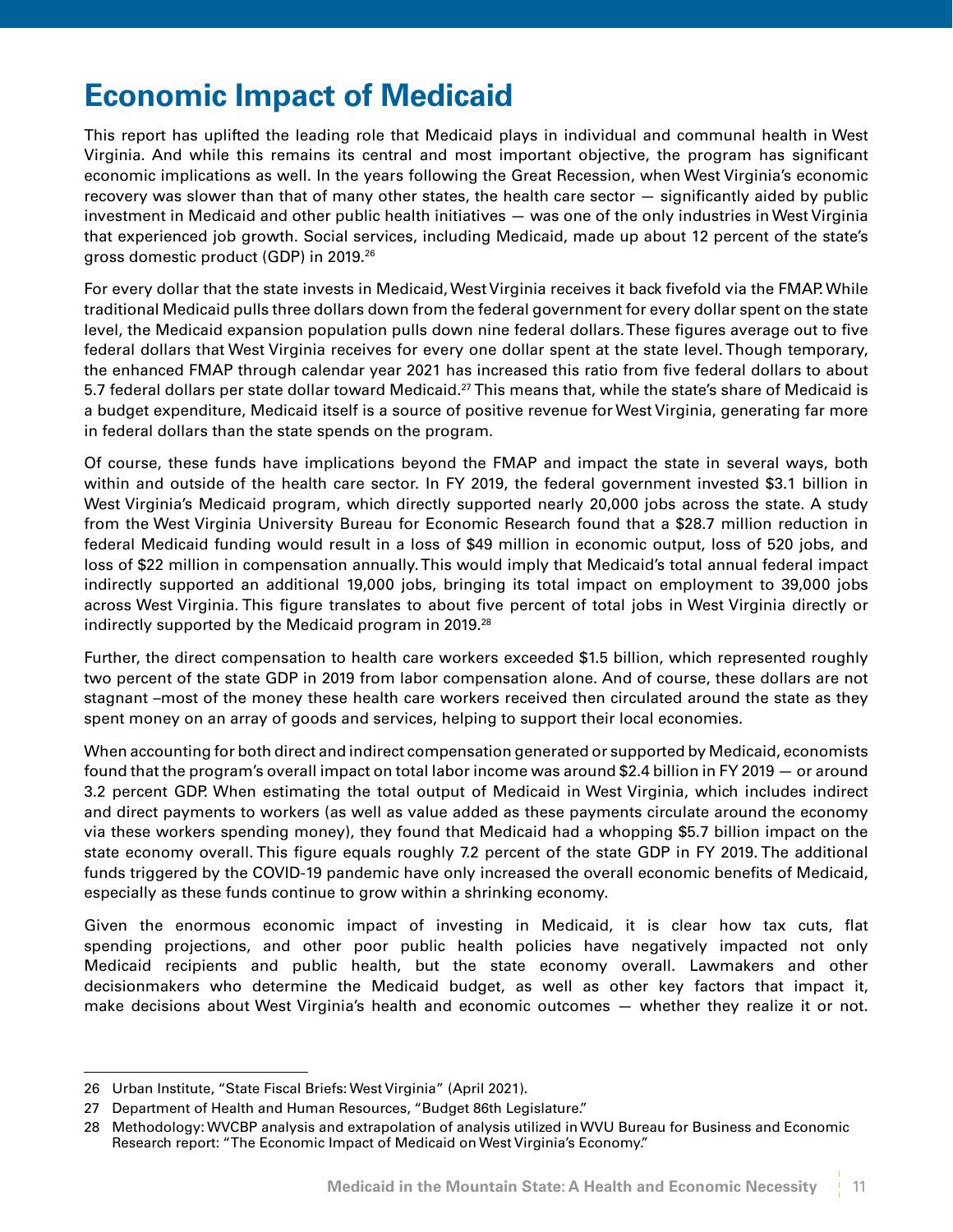# Economic Impact of Medicaid

This report has uplifted the leading role that Medicaid plays in individual and communal health in West Virginia. And while this remains its central and most important objective, the program has significant economic implications as well. In the years following the Great Recession, when West Virginia's economic recovery was slower than that of many other states, the health care sector — significantly aided by public investment in Medicaid and other public health initiatives — was one of the only industries in West Virginia that experienced job growth. Social services, including Medicaid, made up about 12 percent of the state's gross domestic product (GDP) in 2019.[26]

For every dollar that the state invests in Medicaid, West Virginia receives it back fivefold via the FMAP. While traditional Medicaid pulls three dollars down from the federal government for every dollar spent on the state level, the Medicaid expansion population pulls down nine federal dollars. These figures average out to five federal dollars that West Virginia receives for every one dollar spent at the state level. Though temporary, the enhanced FMAP through calendar year 2021 has increased this ratio from five federal dollars to about 5.7 federal dollars per state dollar toward Medicaid.[27] This means that, while the state's share of Medicaid is a budget expenditure, Medicaid itself is a source of positive revenue for West Virginia, generating far more in federal dollars than the state spends on the program.

Of course, these funds have implications beyond the FMAP and impact the state in several ways, both within and outside of the health care sector. In FY 2019, the federal government invested $3.1 billion in West Virginia's Medicaid program, which directly supported nearly 20,000 jobs across the state. A study from the West Virginia University Bureau for Economic Research found that a $28.7 million reduction in federal Medicaid funding would result in a loss of $49 million in economic output, loss of 520 jobs, and loss of $22 million in compensation annually. This would imply that Medicaid's total annual federal impact indirectly supported an additional 19,000 jobs, bringing its total impact on employment to 39,000 jobs across West Virginia. This figure translates to about five percent of total jobs in West Virginia directly or indirectly supported by the Medicaid program in 2019.[28]

Further, the direct compensation to health care workers exceeded $1.5 billion, which represented roughly two percent of the state GDP in 2019 from labor compensation alone. And of course, these dollars are not stagnant –most of the money these health care workers received then circulated around the state as they spent money on an array of goods and services, helping to support their local economies.

When accounting for both direct and indirect compensation generated or supported by Medicaid, economists found that the program's overall impact on total labor income was around $2.4 billion in FY 2019 — or around 3.2 percent GDP. When estimating the total output of Medicaid in West Virginia, which includes indirect and direct payments to workers (as well as value added as these payments circulate around the economy via these workers spending money), they found that Medicaid had a whopping $5.7 billion impact on the state economy overall. This figure equals roughly 7.2 percent of the state GDP in FY 2019. The additional funds triggered by the COVID-19 pandemic have only increased the overall economic benefits of Medicaid, especially as these funds continue to grow within a shrinking economy.

Given the enormous economic impact of investing in Medicaid, it is clear how tax cuts, flat spending projections, and other poor public health policies have negatively impacted not only Medicaid recipients and public health, but the state economy overall. Lawmakers and other decisionmakers who determine the Medicaid budget, as well as other key factors that impact it, make decisions about West Virginia's health and economic outcomes — whether they realize it or not.

---

26 Urban Institute, "State Fiscal Briefs: West Virginia" (April 2021).

27 Department of Health and Human Resources, "Budget 86th Legislature."

28 Methodology: WVCBP analysis and extrapolation of analysis utilized in WVU Bureau for Business and Economic Research report: "The Economic Impact of Medicaid on West Virginia's Economy."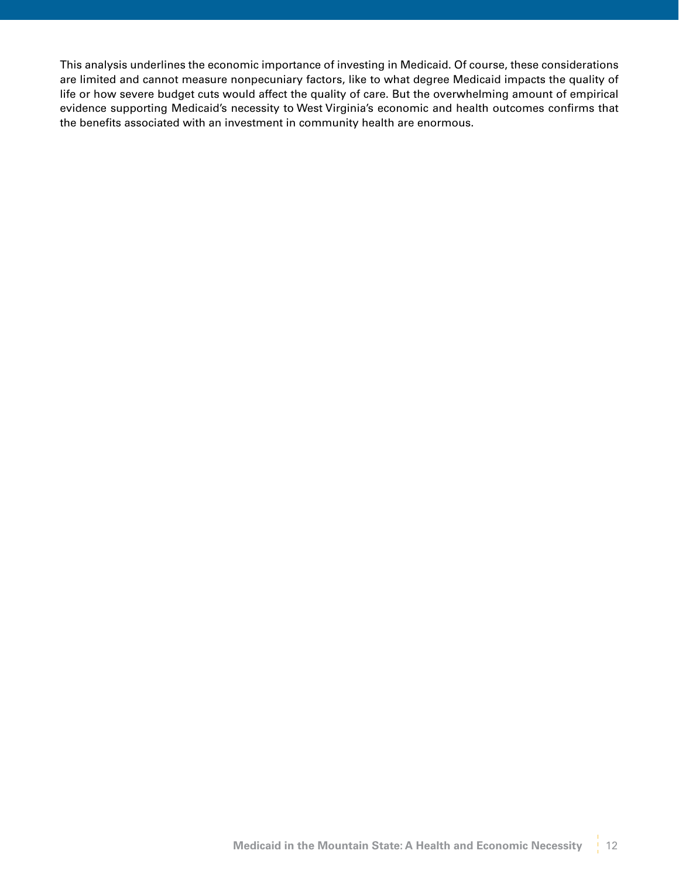This analysis underlines the economic importance of investing in Medicaid. Of course, these considerations are limited and cannot measure nonpecuniary factors, like to what degree Medicaid impacts the quality of life or how severe budget cuts would affect the quality of care. But the overwhelming amount of empirical evidence supporting Medicaid's necessity to West Virginia's economic and health outcomes confirms that the benefits associated with an investment in community health are enormous.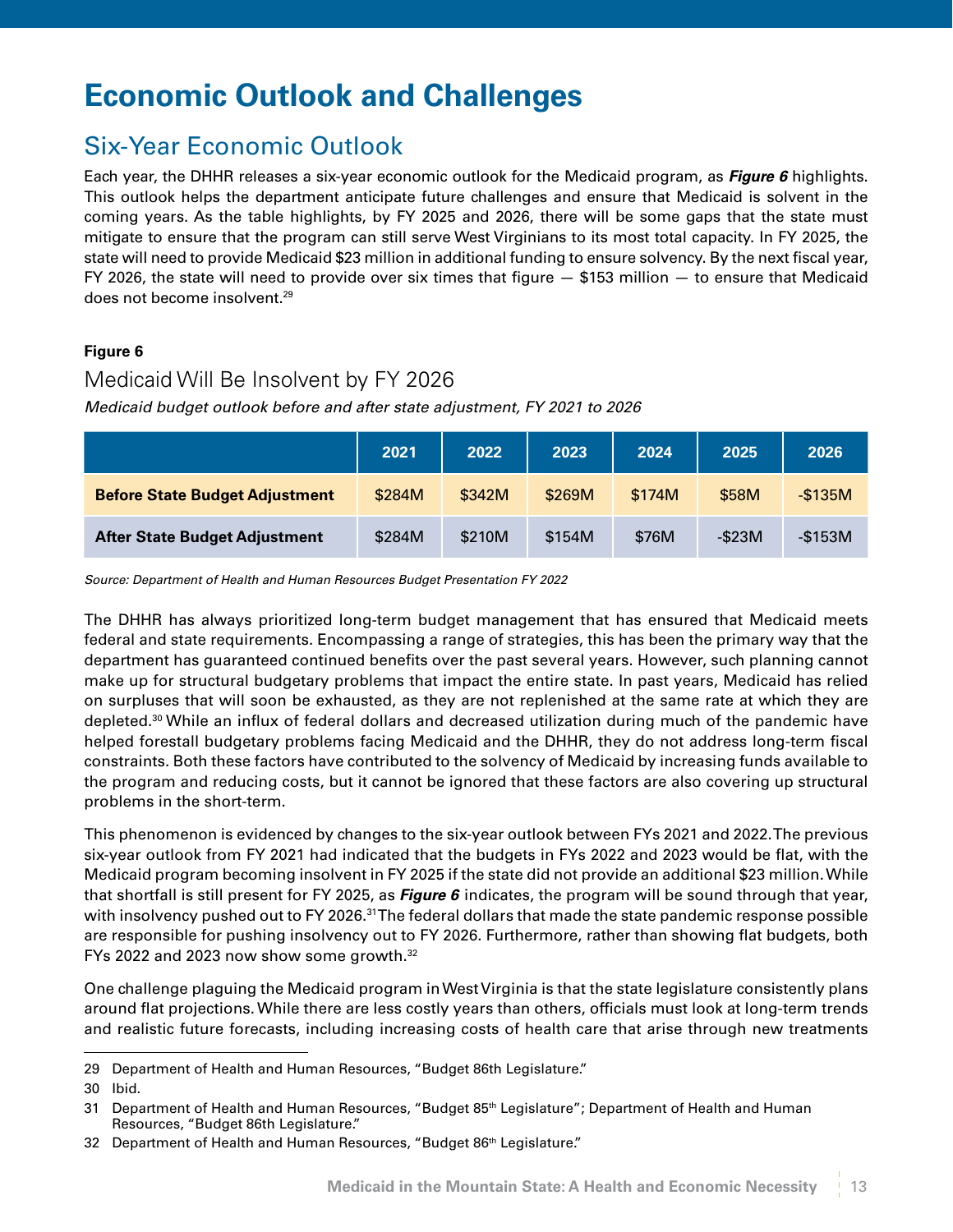# Economic Outlook and Challenges

## Six-Year Economic Outlook

Each year, the DHHR releases a six-year economic outlook for the Medicaid program, as ***Figure 6*** highlights. This outlook helps the department anticipate future challenges and ensure that Medicaid is solvent in the coming years. As the table highlights, by FY 2025 and 2026, there will be some gaps that the state must mitigate to ensure that the program can still serve West Virginians to its most total capacity. In FY 2025, the state will need to provide Medicaid $23 million in additional funding to ensure solvency. By the next fiscal year, FY 2026, the state will need to provide over six times that figure — $153 million — to ensure that Medicaid does not become insolvent.[29]

**Figure 6**

### Medicaid Will Be Insolvent by FY 2026

*Medicaid budget outlook before and after state adjustment, FY 2021 to 2026*

| | 2021 | 2022 | 2023 | 2024 | 2025 | 2026 |
|---|---|---|---|---|---|---|
| **Before State Budget Adjustment** | $284M | $342M | $269M | $174M | $58M | -$135M |
| **After State Budget Adjustment** | $284M | $210M | $154M | $76M | -$23M | -$153M |

*Source: Department of Health and Human Resources Budget Presentation FY 2022*

The DHHR has always prioritized long-term budget management that has ensured that Medicaid meets federal and state requirements. Encompassing a range of strategies, this has been the primary way that the department has guaranteed continued benefits over the past several years. However, such planning cannot make up for structural budgetary problems that impact the entire state. In past years, Medicaid has relied on surpluses that will soon be exhausted, as they are not replenished at the same rate at which they are depleted.[30] While an influx of federal dollars and decreased utilization during much of the pandemic have helped forestall budgetary problems facing Medicaid and the DHHR, they do not address long-term fiscal constraints. Both these factors have contributed to the solvency of Medicaid by increasing funds available to the program and reducing costs, but it cannot be ignored that these factors are also covering up structural problems in the short-term.

This phenomenon is evidenced by changes to the six-year outlook between FYs 2021 and 2022. The previous six-year outlook from FY 2021 had indicated that the budgets in FYs 2022 and 2023 would be flat, with the Medicaid program becoming insolvent in FY 2025 if the state did not provide an additional $23 million. While that shortfall is still present for FY 2025, as ***Figure 6*** indicates, the program will be sound through that year, with insolvency pushed out to FY 2026.[31] The federal dollars that made the state pandemic response possible are responsible for pushing insolvency out to FY 2026. Furthermore, rather than showing flat budgets, both FYs 2022 and 2023 now show some growth.[32]

One challenge plaguing the Medicaid program in West Virginia is that the state legislature consistently plans around flat projections. While there are less costly years than others, officials must look at long-term trends and realistic future forecasts, including increasing costs of health care that arise through new treatments

---

29 Department of Health and Human Resources, "Budget 86th Legislature."

30 Ibid.

31 Department of Health and Human Resources, "Budget 85th Legislature"; Department of Health and Human Resources, "Budget 86th Legislature."

32 Department of Health and Human Resources, "Budget 86th Legislature."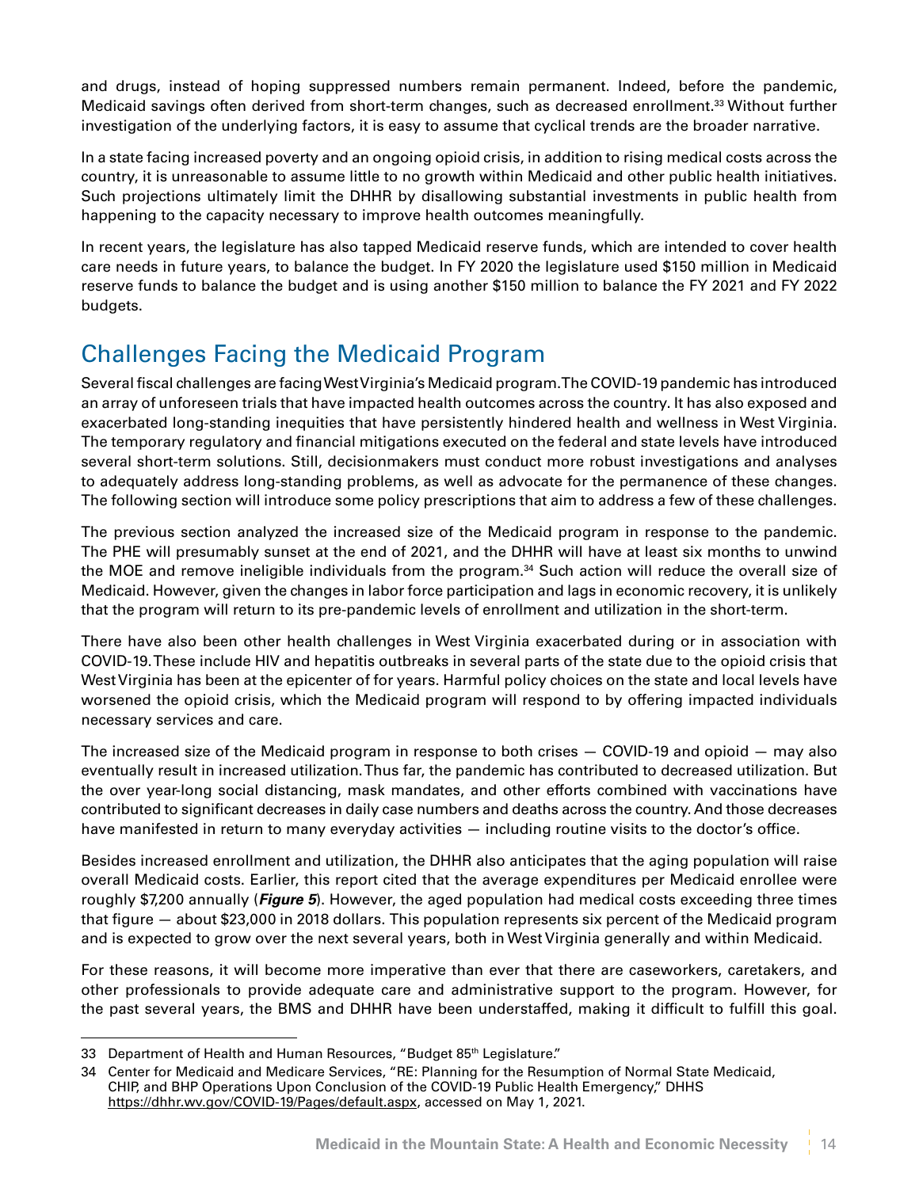and drugs, instead of hoping suppressed numbers remain permanent. Indeed, before the pandemic, Medicaid savings often derived from short-term changes, such as decreased enrollment.[33] Without further investigation of the underlying factors, it is easy to assume that cyclical trends are the broader narrative.

In a state facing increased poverty and an ongoing opioid crisis, in addition to rising medical costs across the country, it is unreasonable to assume little to no growth within Medicaid and other public health initiatives. Such projections ultimately limit the DHHR by disallowing substantial investments in public health from happening to the capacity necessary to improve health outcomes meaningfully.

In recent years, the legislature has also tapped Medicaid reserve funds, which are intended to cover health care needs in future years, to balance the budget. In FY 2020 the legislature used $150 million in Medicaid reserve funds to balance the budget and is using another $150 million to balance the FY 2021 and FY 2022 budgets.

## Challenges Facing the Medicaid Program

Several fiscal challenges are facing West Virginia's Medicaid program. The COVID-19 pandemic has introduced an array of unforeseen trials that have impacted health outcomes across the country. It has also exposed and exacerbated long-standing inequities that have persistently hindered health and wellness in West Virginia. The temporary regulatory and financial mitigations executed on the federal and state levels have introduced several short-term solutions. Still, decisionmakers must conduct more robust investigations and analyses to adequately address long-standing problems, as well as advocate for the permanence of these changes. The following section will introduce some policy prescriptions that aim to address a few of these challenges.

The previous section analyzed the increased size of the Medicaid program in response to the pandemic. The PHE will presumably sunset at the end of 2021, and the DHHR will have at least six months to unwind the MOE and remove ineligible individuals from the program.[34] Such action will reduce the overall size of Medicaid. However, given the changes in labor force participation and lags in economic recovery, it is unlikely that the program will return to its pre-pandemic levels of enrollment and utilization in the short-term.

There have also been other health challenges in West Virginia exacerbated during or in association with COVID-19. These include HIV and hepatitis outbreaks in several parts of the state due to the opioid crisis that West Virginia has been at the epicenter of for years. Harmful policy choices on the state and local levels have worsened the opioid crisis, which the Medicaid program will respond to by offering impacted individuals necessary services and care.

The increased size of the Medicaid program in response to both crises — COVID-19 and opioid — may also eventually result in increased utilization. Thus far, the pandemic has contributed to decreased utilization. But the over year-long social distancing, mask mandates, and other efforts combined with vaccinations have contributed to significant decreases in daily case numbers and deaths across the country. And those decreases have manifested in return to many everyday activities — including routine visits to the doctor's office.

Besides increased enrollment and utilization, the DHHR also anticipates that the aging population will raise overall Medicaid costs. Earlier, this report cited that the average expenditures per Medicaid enrollee were roughly $7,200 annually (***Figure 5***). However, the aged population had medical costs exceeding three times that figure — about $23,000 in 2018 dollars. This population represents six percent of the Medicaid program and is expected to grow over the next several years, both in West Virginia generally and within Medicaid.

For these reasons, it will become more imperative than ever that there are caseworkers, caretakers, and other professionals to provide adequate care and administrative support to the program. However, for the past several years, the BMS and DHHR have been understaffed, making it difficult to fulfill this goal.

---

33 Department of Health and Human Resources, "Budget 85th Legislature."

34 Center for Medicaid and Medicare Services, "RE: Planning for the Resumption of Normal State Medicaid, CHIP, and BHP Operations Upon Conclusion of the COVID-19 Public Health Emergency," DHHS https://dhhr.wv.gov/COVID-19/Pages/default.aspx, accessed on May 1, 2021.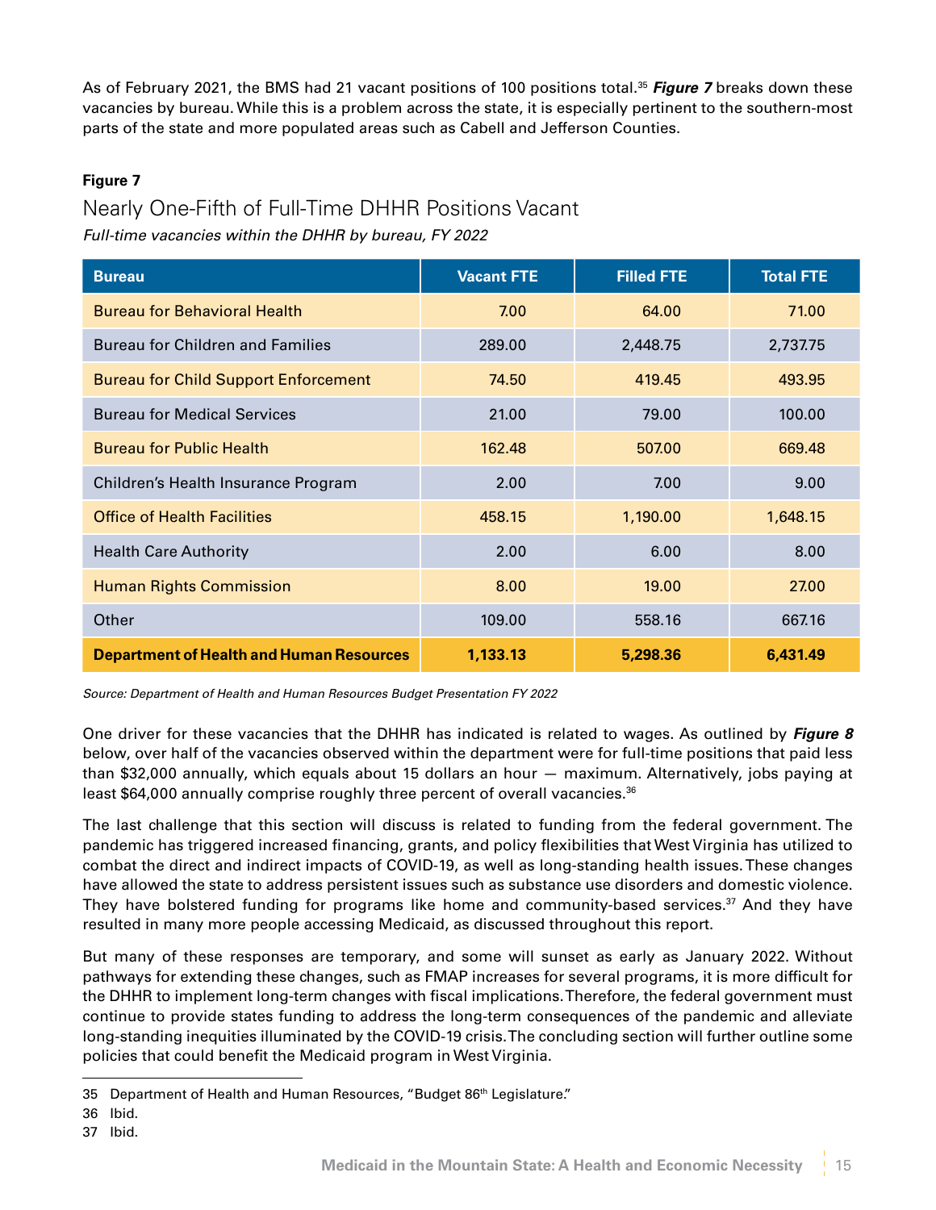As of February 2021, the BMS had 21 vacant positions of 100 positions total.[35] ***Figure 7*** breaks down these vacancies by bureau. While this is a problem across the state, it is especially pertinent to the southern-most parts of the state and more populated areas such as Cabell and Jefferson Counties.

**Figure 7**

## Nearly One-Fifth of Full-Time DHHR Positions Vacant

*Full-time vacancies within the DHHR by bureau, FY 2022*

| Bureau | Vacant FTE | Filled FTE | Total FTE |
|---|---|---|---|
| Bureau for Behavioral Health | 7.00 | 64.00 | 71.00 |
| Bureau for Children and Families | 289.00 | 2,448.75 | 2,737.75 |
| Bureau for Child Support Enforcement | 74.50 | 419.45 | 493.95 |
| Bureau for Medical Services | 21.00 | 79.00 | 100.00 |
| Bureau for Public Health | 162.48 | 507.00 | 669.48 |
| Children's Health Insurance Program | 2.00 | 7.00 | 9.00 |
| Office of Health Facilities | 458.15 | 1,190.00 | 1,648.15 |
| Health Care Authority | 2.00 | 6.00 | 8.00 |
| Human Rights Commission | 8.00 | 19.00 | 27.00 |
| Other | 109.00 | 558.16 | 667.16 |
| **Department of Health and Human Resources** | **1,133.13** | **5,298.36** | **6,431.49** |

*Source: Department of Health and Human Resources Budget Presentation FY 2022*

One driver for these vacancies that the DHHR has indicated is related to wages. As outlined by ***Figure 8*** below, over half of the vacancies observed within the department were for full-time positions that paid less than $32,000 annually, which equals about 15 dollars an hour — maximum. Alternatively, jobs paying at least $64,000 annually comprise roughly three percent of overall vacancies.[36]

The last challenge that this section will discuss is related to funding from the federal government. The pandemic has triggered increased financing, grants, and policy flexibilities that West Virginia has utilized to combat the direct and indirect impacts of COVID-19, as well as long-standing health issues. These changes have allowed the state to address persistent issues such as substance use disorders and domestic violence. They have bolstered funding for programs like home and community-based services.[37] And they have resulted in many more people accessing Medicaid, as discussed throughout this report.

But many of these responses are temporary, and some will sunset as early as January 2022. Without pathways for extending these changes, such as FMAP increases for several programs, it is more difficult for the DHHR to implement long-term changes with fiscal implications. Therefore, the federal government must continue to provide states funding to address the long-term consequences of the pandemic and alleviate long-standing inequities illuminated by the COVID-19 crisis. The concluding section will further outline some policies that could benefit the Medicaid program in West Virginia.

---

35 Department of Health and Human Resources, "Budget 86th Legislature."

36 Ibid.

37 Ibid.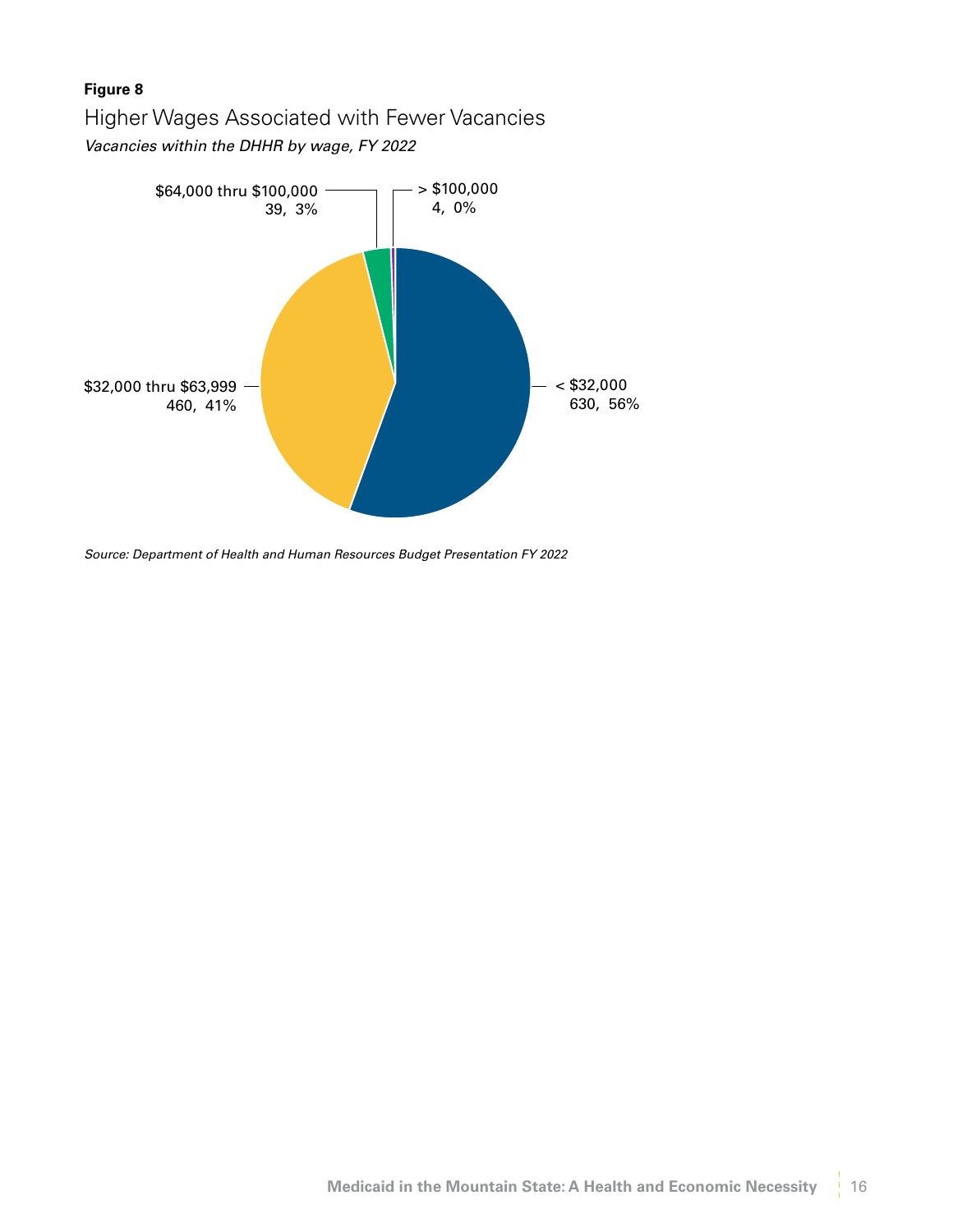**Figure 8**

Higher Wages Associated with Fewer Vacancies

*Vacancies within the DHHR by wage, FY 2022*

$64,000 thru $100,000
39, 3%

> $100,000
4, 0%

$32,000 thru $63,999
460, 41%

< $32,000
630, 56%

*Source: Department of Health and Human Resources Budget Presentation FY 2022*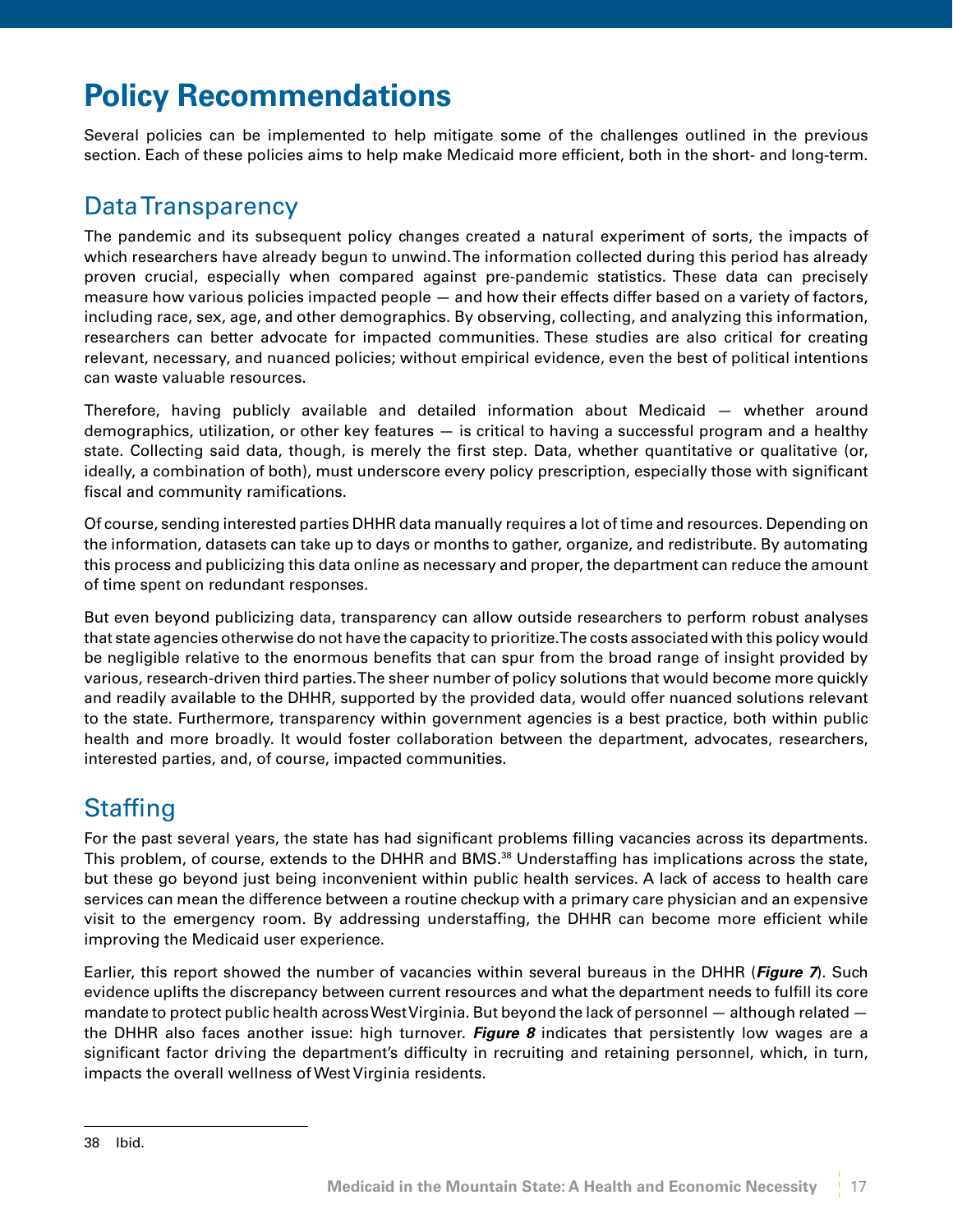# Policy Recommendations

Several policies can be implemented to help mitigate some of the challenges outlined in the previous section. Each of these policies aims to help make Medicaid more efficient, both in the short- and long-term.

## Data Transparency

The pandemic and its subsequent policy changes created a natural experiment of sorts, the impacts of which researchers have already begun to unwind. The information collected during this period has already proven crucial, especially when compared against pre-pandemic statistics. These data can precisely measure how various policies impacted people — and how their effects differ based on a variety of factors, including race, sex, age, and other demographics. By observing, collecting, and analyzing this information, researchers can better advocate for impacted communities. These studies are also critical for creating relevant, necessary, and nuanced policies; without empirical evidence, even the best of political intentions can waste valuable resources.

Therefore, having publicly available and detailed information about Medicaid — whether around demographics, utilization, or other key features — is critical to having a successful program and a healthy state. Collecting said data, though, is merely the first step. Data, whether quantitative or qualitative (or, ideally, a combination of both), must underscore every policy prescription, especially those with significant fiscal and community ramifications.

Of course, sending interested parties DHHR data manually requires a lot of time and resources. Depending on the information, datasets can take up to days or months to gather, organize, and redistribute. By automating this process and publicizing this data online as necessary and proper, the department can reduce the amount of time spent on redundant responses.

But even beyond publicizing data, transparency can allow outside researchers to perform robust analyses that state agencies otherwise do not have the capacity to prioritize. The costs associated with this policy would be negligible relative to the enormous benefits that can spur from the broad range of insight provided by various, research-driven third parties. The sheer number of policy solutions that would become more quickly and readily available to the DHHR, supported by the provided data, would offer nuanced solutions relevant to the state. Furthermore, transparency within government agencies is a best practice, both within public health and more broadly. It would foster collaboration between the department, advocates, researchers, interested parties, and, of course, impacted communities.

## Staffing

For the past several years, the state has had significant problems filling vacancies across its departments. This problem, of course, extends to the DHHR and BMS.[38] Understaffing has implications across the state, but these go beyond just being inconvenient within public health services. A lack of access to health care services can mean the difference between a routine checkup with a primary care physician and an expensive visit to the emergency room. By addressing understaffing, the DHHR can become more efficient while improving the Medicaid user experience.

Earlier, this report showed the number of vacancies within several bureaus in the DHHR (***Figure 7***). Such evidence uplifts the discrepancy between current resources and what the department needs to fulfill its core mandate to protect public health across West Virginia. But beyond the lack of personnel — although related — the DHHR also faces another issue: high turnover. ***Figure 8*** indicates that persistently low wages are a significant factor driving the department's difficulty in recruiting and retaining personnel, which, in turn, impacts the overall wellness of West Virginia residents.

---

38 Ibid.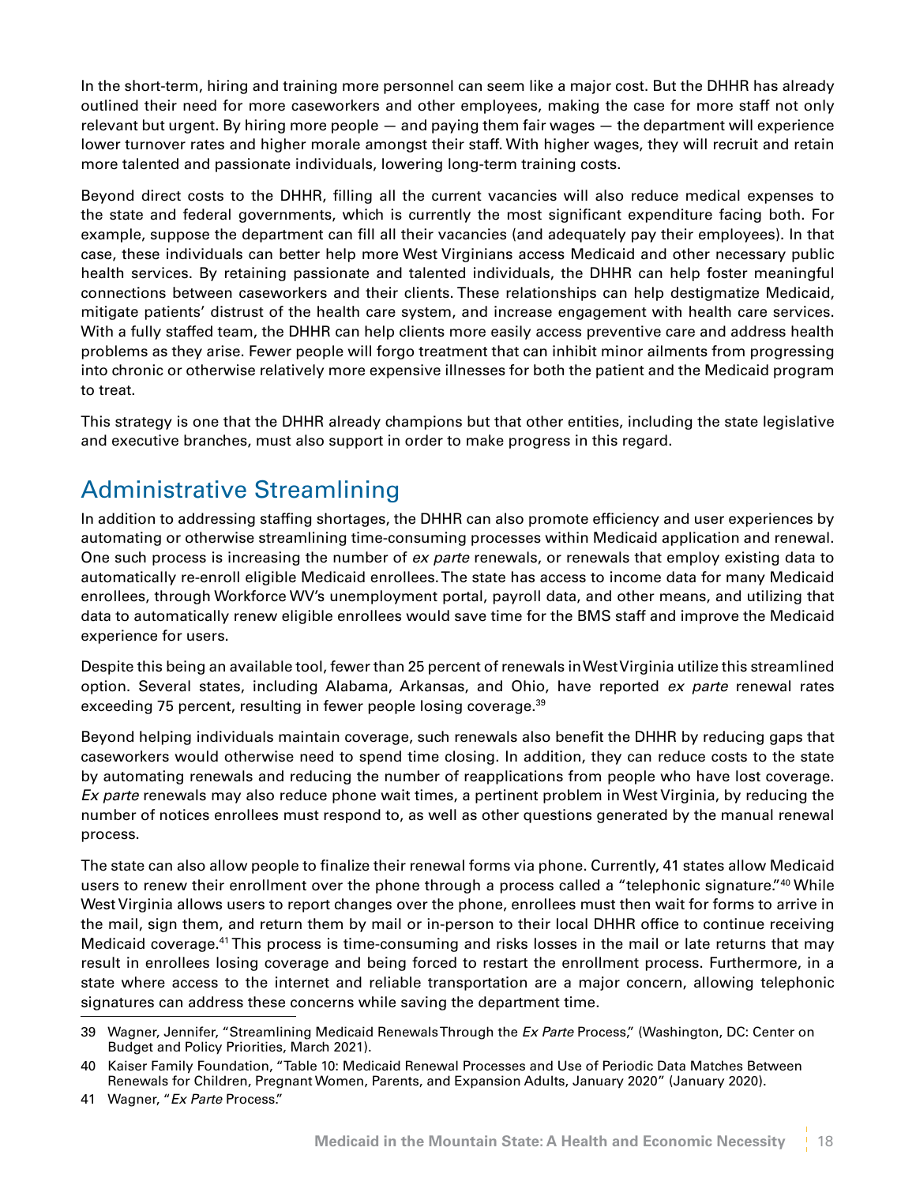In the short-term, hiring and training more personnel can seem like a major cost. But the DHHR has already outlined their need for more caseworkers and other employees, making the case for more staff not only relevant but urgent. By hiring more people — and paying them fair wages — the department will experience lower turnover rates and higher morale amongst their staff. With higher wages, they will recruit and retain more talented and passionate individuals, lowering long-term training costs.

Beyond direct costs to the DHHR, filling all the current vacancies will also reduce medical expenses to the state and federal governments, which is currently the most significant expenditure facing both. For example, suppose the department can fill all their vacancies (and adequately pay their employees). In that case, these individuals can better help more West Virginians access Medicaid and other necessary public health services. By retaining passionate and talented individuals, the DHHR can help foster meaningful connections between caseworkers and their clients. These relationships can help destigmatize Medicaid, mitigate patients' distrust of the health care system, and increase engagement with health care services. With a fully staffed team, the DHHR can help clients more easily access preventive care and address health problems as they arise. Fewer people will forgo treatment that can inhibit minor ailments from progressing into chronic or otherwise relatively more expensive illnesses for both the patient and the Medicaid program to treat.

This strategy is one that the DHHR already champions but that other entities, including the state legislative and executive branches, must also support in order to make progress in this regard.

## Administrative Streamlining

In addition to addressing staffing shortages, the DHHR can also promote efficiency and user experiences by automating or otherwise streamlining time-consuming processes within Medicaid application and renewal. One such process is increasing the number of *ex parte* renewals, or renewals that employ existing data to automatically re-enroll eligible Medicaid enrollees. The state has access to income data for many Medicaid enrollees, through Workforce WV's unemployment portal, payroll data, and other means, and utilizing that data to automatically renew eligible enrollees would save time for the BMS staff and improve the Medicaid experience for users.

Despite this being an available tool, fewer than 25 percent of renewals in West Virginia utilize this streamlined option. Several states, including Alabama, Arkansas, and Ohio, have reported *ex parte* renewal rates exceeding 75 percent, resulting in fewer people losing coverage.[39]

Beyond helping individuals maintain coverage, such renewals also benefit the DHHR by reducing gaps that caseworkers would otherwise need to spend time closing. In addition, they can reduce costs to the state by automating renewals and reducing the number of reapplications from people who have lost coverage. *Ex parte* renewals may also reduce phone wait times, a pertinent problem in West Virginia, by reducing the number of notices enrollees must respond to, as well as other questions generated by the manual renewal process.

The state can also allow people to finalize their renewal forms via phone. Currently, 41 states allow Medicaid users to renew their enrollment over the phone through a process called a "telephonic signature."[40] While West Virginia allows users to report changes over the phone, enrollees must then wait for forms to arrive in the mail, sign them, and return them by mail or in-person to their local DHHR office to continue receiving Medicaid coverage.[41] This process is time-consuming and risks losses in the mail or late returns that may result in enrollees losing coverage and being forced to restart the enrollment process. Furthermore, in a state where access to the internet and reliable transportation are a major concern, allowing telephonic signatures can address these concerns while saving the department time.

---

39 Wagner, Jennifer, "Streamlining Medicaid Renewals Through the *Ex Parte* Process," (Washington, DC: Center on Budget and Policy Priorities, March 2021).

40 Kaiser Family Foundation, "Table 10: Medicaid Renewal Processes and Use of Periodic Data Matches Between Renewals for Children, Pregnant Women, Parents, and Expansion Adults, January 2020" (January 2020).

41 Wagner, "*Ex Parte* Process."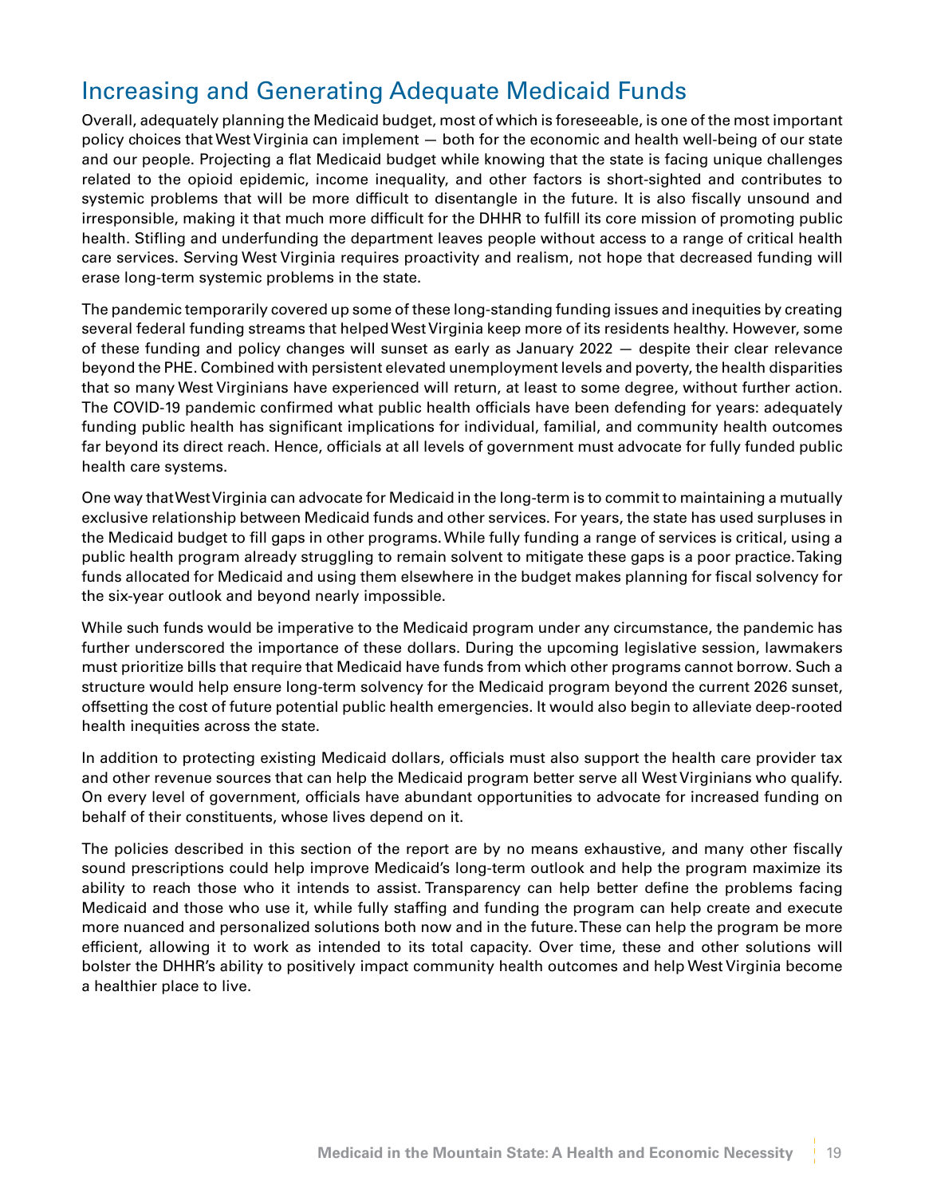## Increasing and Generating Adequate Medicaid Funds

Overall, adequately planning the Medicaid budget, most of which is foreseeable, is one of the most important policy choices that West Virginia can implement — both for the economic and health well-being of our state and our people. Projecting a flat Medicaid budget while knowing that the state is facing unique challenges related to the opioid epidemic, income inequality, and other factors is short-sighted and contributes to systemic problems that will be more difficult to disentangle in the future. It is also fiscally unsound and irresponsible, making it that much more difficult for the DHHR to fulfill its core mission of promoting public health. Stifling and underfunding the department leaves people without access to a range of critical health care services. Serving West Virginia requires proactivity and realism, not hope that decreased funding will erase long-term systemic problems in the state.

The pandemic temporarily covered up some of these long-standing funding issues and inequities by creating several federal funding streams that helped West Virginia keep more of its residents healthy. However, some of these funding and policy changes will sunset as early as January 2022 — despite their clear relevance beyond the PHE. Combined with persistent elevated unemployment levels and poverty, the health disparities that so many West Virginians have experienced will return, at least to some degree, without further action. The COVID-19 pandemic confirmed what public health officials have been defending for years: adequately funding public health has significant implications for individual, familial, and community health outcomes far beyond its direct reach. Hence, officials at all levels of government must advocate for fully funded public health care systems.

One way that West Virginia can advocate for Medicaid in the long-term is to commit to maintaining a mutually exclusive relationship between Medicaid funds and other services. For years, the state has used surpluses in the Medicaid budget to fill gaps in other programs. While fully funding a range of services is critical, using a public health program already struggling to remain solvent to mitigate these gaps is a poor practice. Taking funds allocated for Medicaid and using them elsewhere in the budget makes planning for fiscal solvency for the six-year outlook and beyond nearly impossible.

While such funds would be imperative to the Medicaid program under any circumstance, the pandemic has further underscored the importance of these dollars. During the upcoming legislative session, lawmakers must prioritize bills that require that Medicaid have funds from which other programs cannot borrow. Such a structure would help ensure long-term solvency for the Medicaid program beyond the current 2026 sunset, offsetting the cost of future potential public health emergencies. It would also begin to alleviate deep-rooted health inequities across the state.

In addition to protecting existing Medicaid dollars, officials must also support the health care provider tax and other revenue sources that can help the Medicaid program better serve all West Virginians who qualify. On every level of government, officials have abundant opportunities to advocate for increased funding on behalf of their constituents, whose lives depend on it.

The policies described in this section of the report are by no means exhaustive, and many other fiscally sound prescriptions could help improve Medicaid's long-term outlook and help the program maximize its ability to reach those who it intends to assist. Transparency can help better define the problems facing Medicaid and those who use it, while fully staffing and funding the program can help create and execute more nuanced and personalized solutions both now and in the future. These can help the program be more efficient, allowing it to work as intended to its total capacity. Over time, these and other solutions will bolster the DHHR's ability to positively impact community health outcomes and help West Virginia become a healthier place to live.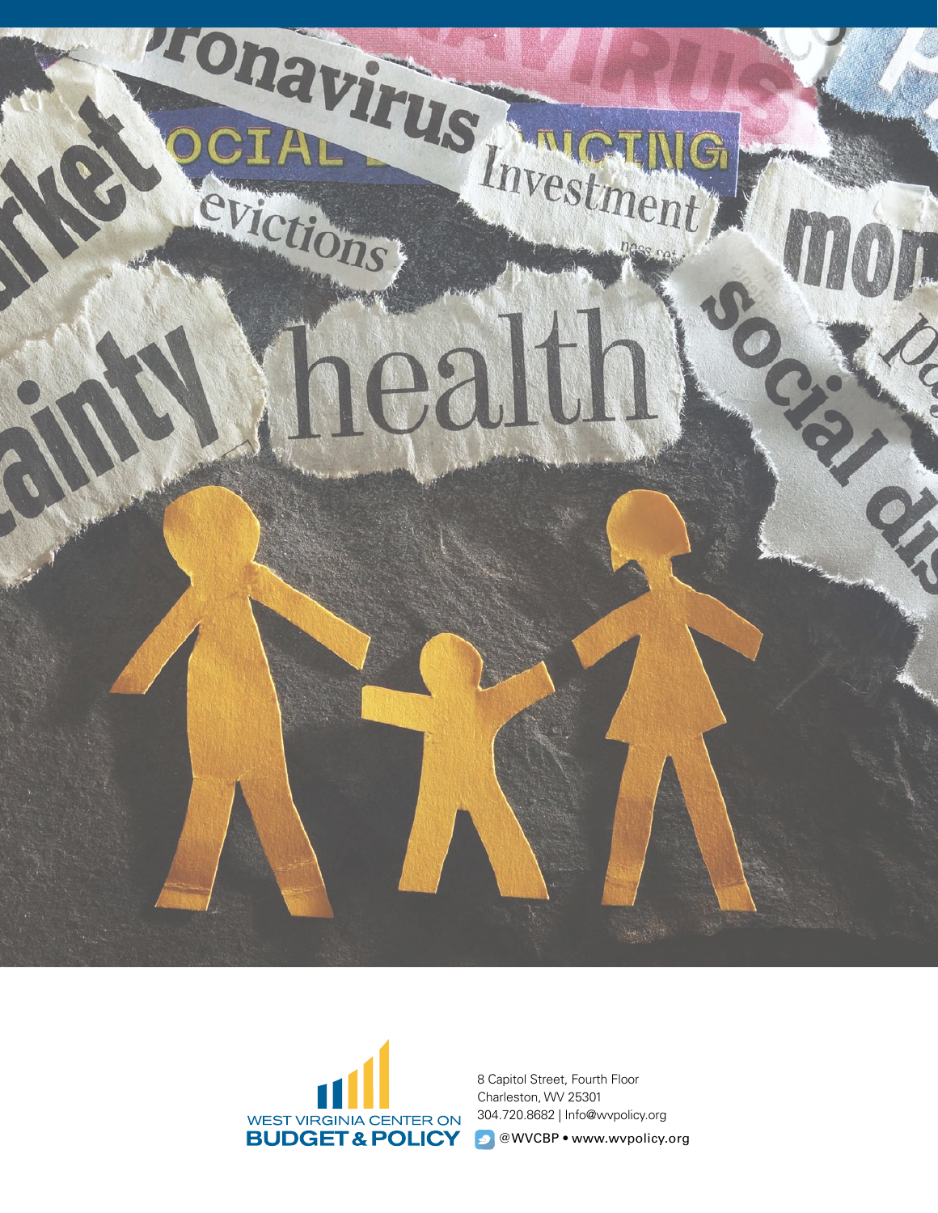WEST VIRGINIA CENTER ON
**BUDGET & POLICY**

8 Capitol Street, Fourth Floor
Charleston, WV 25301
304.720.8682 | Info@wvpolicy.org
@WVCBP • www.wvpolicy.org